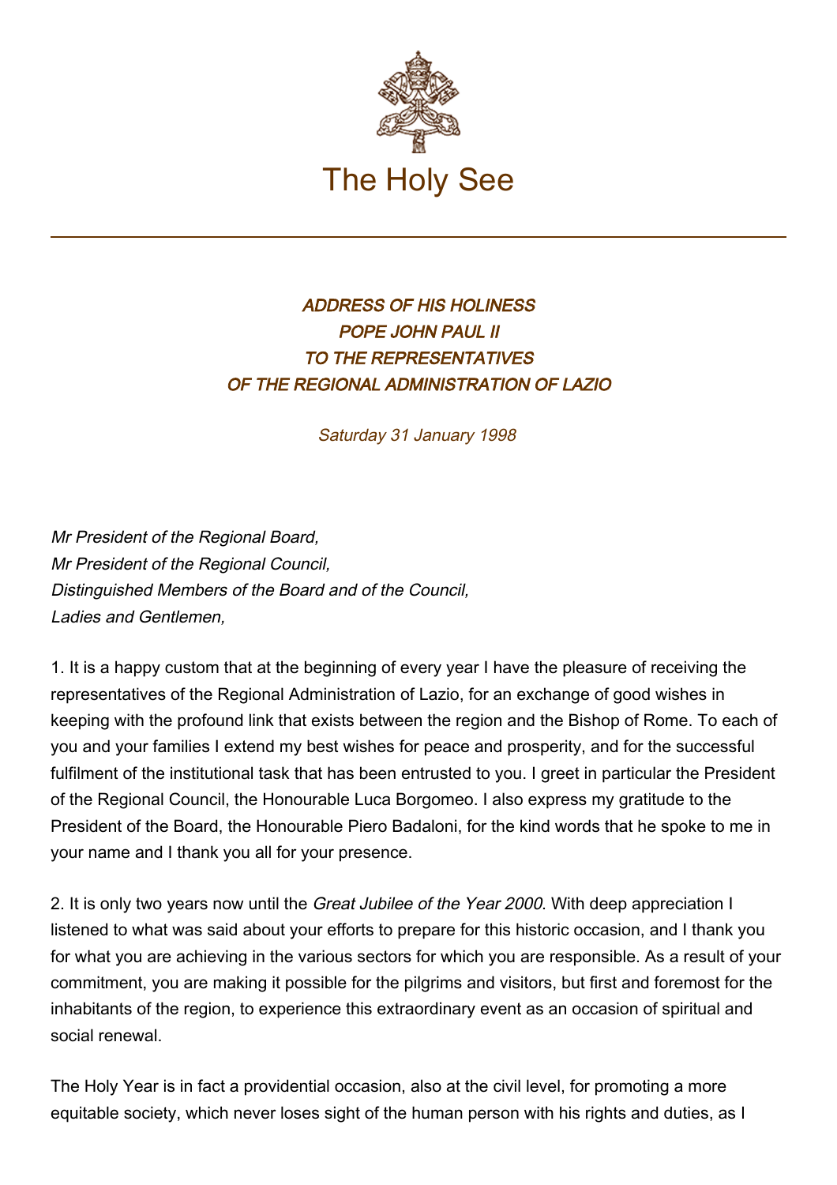# The Holy See

### *ADDRESS OF HIS HOLINESS POPE JOHN PAUL II TO THE REPRESENTATIVES OF THE REGIONAL ADMINISTRATION OF LAZIO*

*Saturday 31 January 1998*

*Mr President of the Regional Board,*
*Mr President of the Regional Council,*
*Distinguished Members of the Board and of the Council,*
*Ladies and Gentlemen,*

1. It is a happy custom that at the beginning of every year I have the pleasure of receiving the representatives of the Regional Administration of Lazio, for an exchange of good wishes in keeping with the profound link that exists between the region and the Bishop of Rome. To each of you and your families I extend my best wishes for peace and prosperity, and for the successful fulfilment of the institutional task that has been entrusted to you. I greet in particular the President of the Regional Council, the Honourable Luca Borgomeo. I also express my gratitude to the President of the Board, the Honourable Piero Badaloni, for the kind words that he spoke to me in your name and I thank you all for your presence.

2. It is only two years now until the *Great Jubilee of the Year 2000*. With deep appreciation I listened to what was said about your efforts to prepare for this historic occasion, and I thank you for what you are achieving in the various sectors for which you are responsible. As a result of your commitment, you are making it possible for the pilgrims and visitors, but first and foremost for the inhabitants of the region, to experience this extraordinary event as an occasion of spiritual and social renewal.

The Holy Year is in fact a providential occasion, also at the civil level, for promoting a more equitable society, which never loses sight of the human person with his rights and duties, as I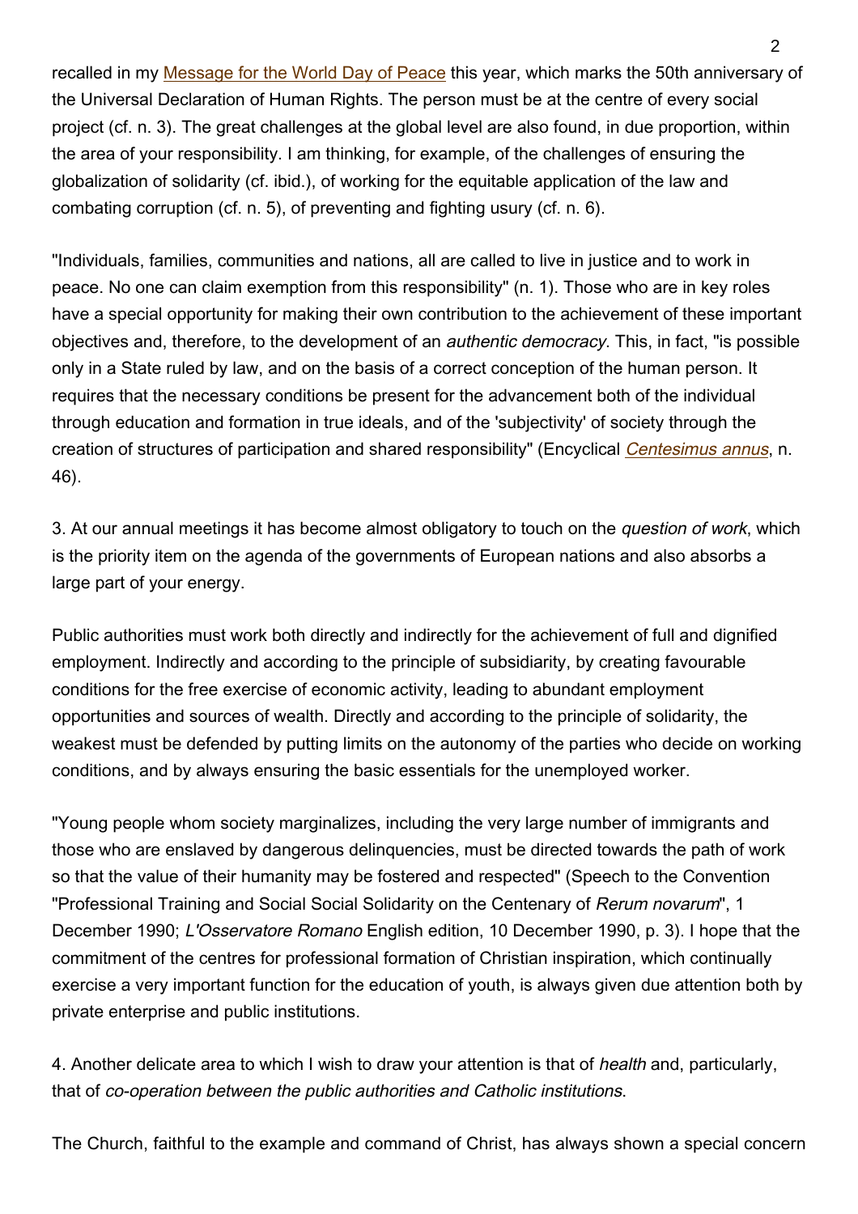recalled in my Message for the World Day of Peace this year, which marks the 50th anniversary of the Universal Declaration of Human Rights. The person must be at the centre of every social project (cf. n. 3). The great challenges at the global level are also found, in due proportion, within the area of your responsibility. I am thinking, for example, of the challenges of ensuring the globalization of solidarity (cf. ibid.), of working for the equitable application of the law and combating corruption (cf. n. 5), of preventing and fighting usury (cf. n. 6).

"Individuals, families, communities and nations, all are called to live in justice and to work in peace. No one can claim exemption from this responsibility" (n. 1). Those who are in key roles have a special opportunity for making their own contribution to the achievement of these important objectives and, therefore, to the development of an *authentic democracy*. This, in fact, "is possible only in a State ruled by law, and on the basis of a correct conception of the human person. It requires that the necessary conditions be present for the advancement both of the individual through education and formation in true ideals, and of the 'subjectivity' of society through the creation of structures of participation and shared responsibility" (Encyclical *Centesimus annus*, n. 46).

3. At our annual meetings it has become almost obligatory to touch on the *question of work*, which is the priority item on the agenda of the governments of European nations and also absorbs a large part of your energy.

Public authorities must work both directly and indirectly for the achievement of full and dignified employment. Indirectly and according to the principle of subsidiarity, by creating favourable conditions for the free exercise of economic activity, leading to abundant employment opportunities and sources of wealth. Directly and according to the principle of solidarity, the weakest must be defended by putting limits on the autonomy of the parties who decide on working conditions, and by always ensuring the basic essentials for the unemployed worker.

"Young people whom society marginalizes, including the very large number of immigrants and those who are enslaved by dangerous delinquencies, must be directed towards the path of work so that the value of their humanity may be fostered and respected" (Speech to the Convention "Professional Training and Social Social Solidarity on the Centenary of *Rerum novarum*", 1 December 1990; *L'Osservatore Romano* English edition, 10 December 1990, p. 3). I hope that the commitment of the centres for professional formation of Christian inspiration, which continually exercise a very important function for the education of youth, is always given due attention both by private enterprise and public institutions.

4. Another delicate area to which I wish to draw your attention is that of *health* and, particularly, that of *co-operation between the public authorities and Catholic institutions*.

The Church, faithful to the example and command of Christ, has always shown a special concern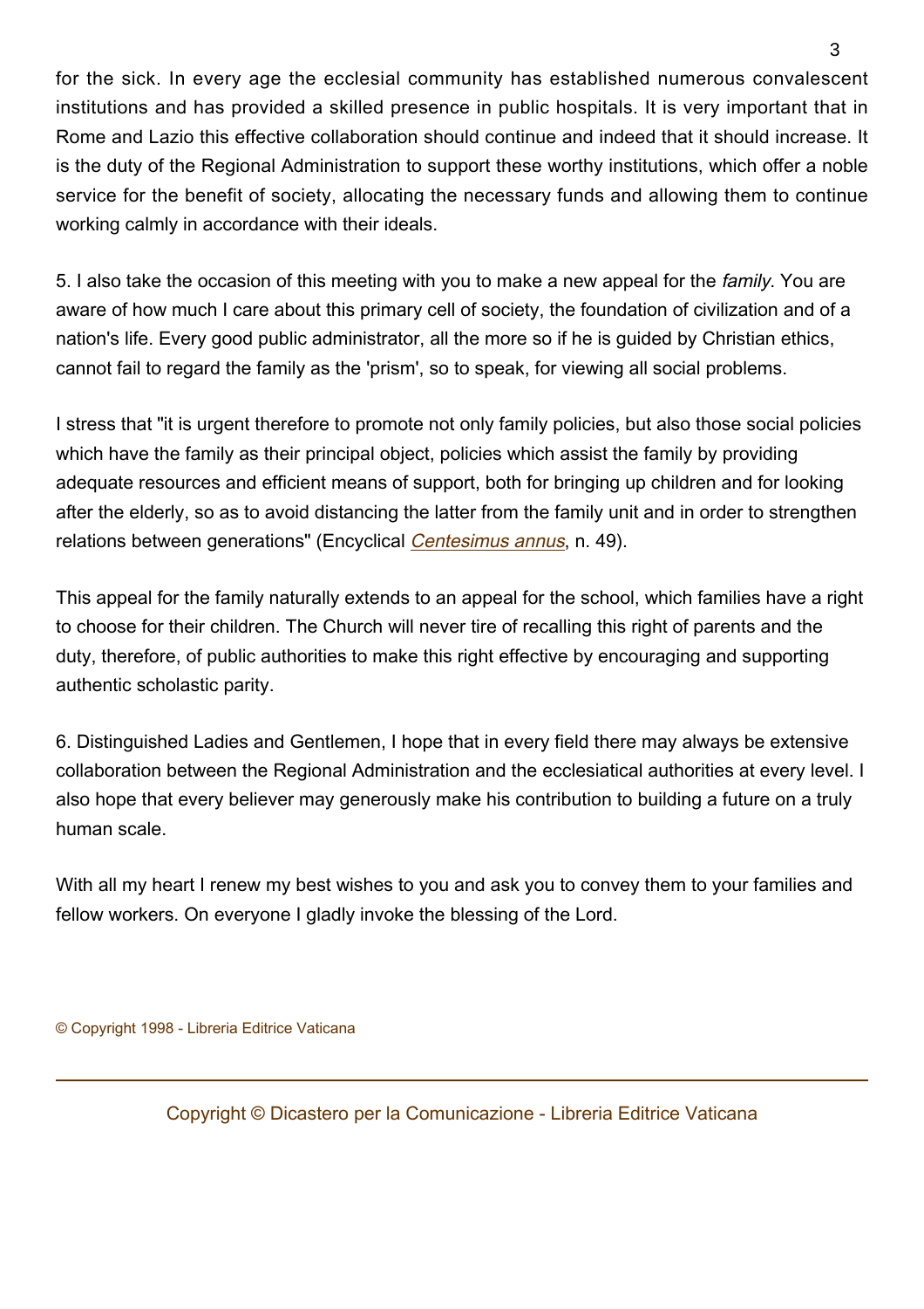for the sick. In every age the ecclesial community has established numerous convalescent institutions and has provided a skilled presence in public hospitals. It is very important that in Rome and Lazio this effective collaboration should continue and indeed that it should increase. It is the duty of the Regional Administration to support these worthy institutions, which offer a noble service for the benefit of society, allocating the necessary funds and allowing them to continue working calmly in accordance with their ideals.

5. I also take the occasion of this meeting with you to make a new appeal for the *family*. You are aware of how much I care about this primary cell of society, the foundation of civilization and of a nation's life. Every good public administrator, all the more so if he is guided by Christian ethics, cannot fail to regard the family as the 'prism', so to speak, for viewing all social problems.

I stress that "it is urgent therefore to promote not only family policies, but also those social policies which have the family as their principal object, policies which assist the family by providing adequate resources and efficient means of support, both for bringing up children and for looking after the elderly, so as to avoid distancing the latter from the family unit and in order to strengthen relations between generations" (Encyclical *Centesimus annus*, n. 49).

This appeal for the family naturally extends to an appeal for the school, which families have a right to choose for their children. The Church will never tire of recalling this right of parents and the duty, therefore, of public authorities to make this right effective by encouraging and supporting authentic scholastic parity.

6. Distinguished Ladies and Gentlemen, I hope that in every field there may always be extensive collaboration between the Regional Administration and the ecclesiatical authorities at every level. I also hope that every believer may generously make his contribution to building a future on a truly human scale.

With all my heart I renew my best wishes to you and ask you to convey them to your families and fellow workers. On everyone I gladly invoke the blessing of the Lord.

© Copyright 1998 - Libreria Editrice Vaticana

Copyright © Dicastero per la Comunicazione - Libreria Editrice Vaticana